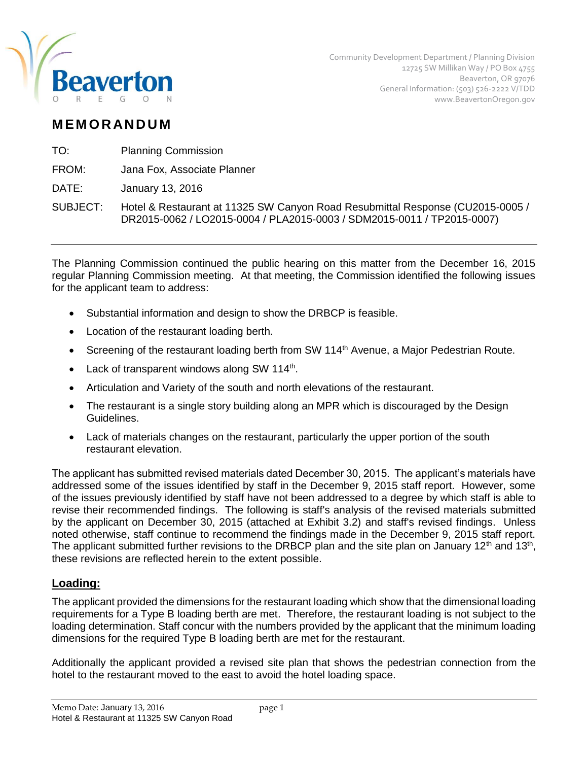Community Development Department / Planning Division
12725 SW Millikan Way / PO Box 4755
Beaverton, OR 97076
General Information: (503) 526-2222 V/TDD
www.BeavertonOregon.gov

# MEMORANDUM

TO: Planning Commission

FROM: Jana Fox, Associate Planner

DATE: January 13, 2016

SUBJECT: Hotel & Restaurant at 11325 SW Canyon Road Resubmittal Response (CU2015-0005 / DR2015-0062 / LO2015-0004 / PLA2015-0003 / SDM2015-0011 / TP2015-0007)

---

The Planning Commission continued the public hearing on this matter from the December 16, 2015 regular Planning Commission meeting. At that meeting, the Commission identified the following issues for the applicant team to address:

- Substantial information and design to show the DRBCP is feasible.
- Location of the restaurant loading berth.
- Screening of the restaurant loading berth from SW 114th Avenue, a Major Pedestrian Route.
- Lack of transparent windows along SW 114th.
- Articulation and Variety of the south and north elevations of the restaurant.
- The restaurant is a single story building along an MPR which is discouraged by the Design Guidelines.
- Lack of materials changes on the restaurant, particularly the upper portion of the south restaurant elevation.

The applicant has submitted revised materials dated December 30, 2015. The applicant's materials have addressed some of the issues identified by staff in the December 9, 2015 staff report. However, some of the issues previously identified by staff have not been addressed to a degree by which staff is able to revise their recommended findings. The following is staff's analysis of the revised materials submitted by the applicant on December 30, 2015 (attached at Exhibit 3.2) and staff's revised findings. Unless noted otherwise, staff continue to recommend the findings made in the December 9, 2015 staff report. The applicant submitted further revisions to the DRBCP plan and the site plan on January 12th and 13th, these revisions are reflected herein to the extent possible.

## Loading:

The applicant provided the dimensions for the restaurant loading which show that the dimensional loading requirements for a Type B loading berth are met. Therefore, the restaurant loading is not subject to the loading determination. Staff concur with the numbers provided by the applicant that the minimum loading dimensions for the required Type B loading berth are met for the restaurant.

Additionally the applicant provided a revised site plan that shows the pedestrian connection from the hotel to the restaurant moved to the east to avoid the hotel loading space.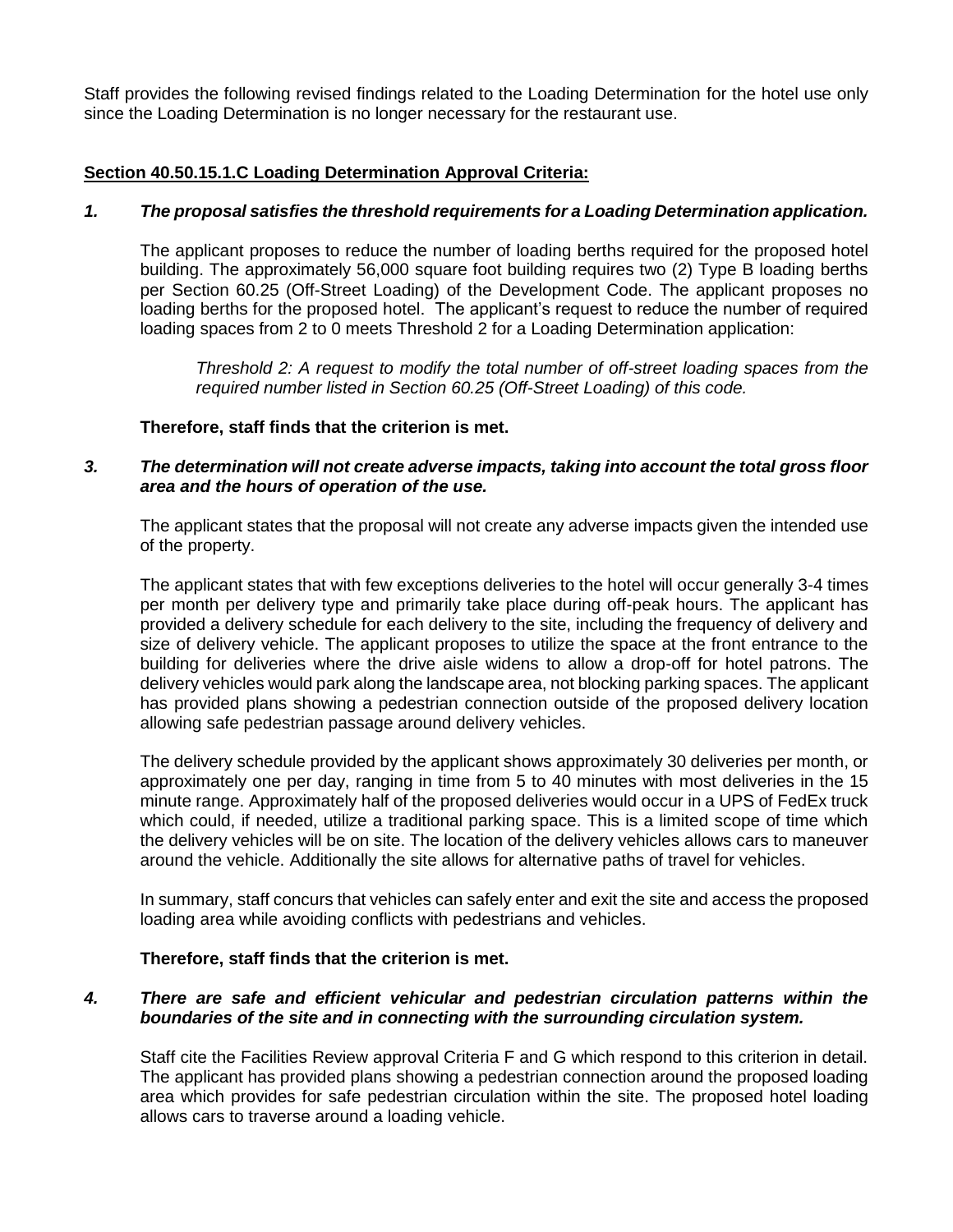Staff provides the following revised findings related to the Loading Determination for the hotel use only since the Loading Determination is no longer necessary for the restaurant use.

**Section 40.50.15.1.C Loading Determination Approval Criteria:**

***1. The proposal satisfies the threshold requirements for a Loading Determination application.***

The applicant proposes to reduce the number of loading berths required for the proposed hotel building. The approximately 56,000 square foot building requires two (2) Type B loading berths per Section 60.25 (Off-Street Loading) of the Development Code. The applicant proposes no loading berths for the proposed hotel. The applicant's request to reduce the number of required loading spaces from 2 to 0 meets Threshold 2 for a Loading Determination application:

> *Threshold 2: A request to modify the total number of off-street loading spaces from the required number listed in Section 60.25 (Off-Street Loading) of this code.*

**Therefore, staff finds that the criterion is met.**

***3. The determination will not create adverse impacts, taking into account the total gross floor area and the hours of operation of the use.***

The applicant states that the proposal will not create any adverse impacts given the intended use of the property.

The applicant states that with few exceptions deliveries to the hotel will occur generally 3-4 times per month per delivery type and primarily take place during off-peak hours. The applicant has provided a delivery schedule for each delivery to the site, including the frequency of delivery and size of delivery vehicle. The applicant proposes to utilize the space at the front entrance to the building for deliveries where the drive aisle widens to allow a drop-off for hotel patrons. The delivery vehicles would park along the landscape area, not blocking parking spaces. The applicant has provided plans showing a pedestrian connection outside of the proposed delivery location allowing safe pedestrian passage around delivery vehicles.

The delivery schedule provided by the applicant shows approximately 30 deliveries per month, or approximately one per day, ranging in time from 5 to 40 minutes with most deliveries in the 15 minute range. Approximately half of the proposed deliveries would occur in a UPS of FedEx truck which could, if needed, utilize a traditional parking space. This is a limited scope of time which the delivery vehicles will be on site. The location of the delivery vehicles allows cars to maneuver around the vehicle. Additionally the site allows for alternative paths of travel for vehicles.

In summary, staff concurs that vehicles can safely enter and exit the site and access the proposed loading area while avoiding conflicts with pedestrians and vehicles.

**Therefore, staff finds that the criterion is met.**

***4. There are safe and efficient vehicular and pedestrian circulation patterns within the boundaries of the site and in connecting with the surrounding circulation system.***

Staff cite the Facilities Review approval Criteria F and G which respond to this criterion in detail. The applicant has provided plans showing a pedestrian connection around the proposed loading area which provides for safe pedestrian circulation within the site. The proposed hotel loading allows cars to traverse around a loading vehicle.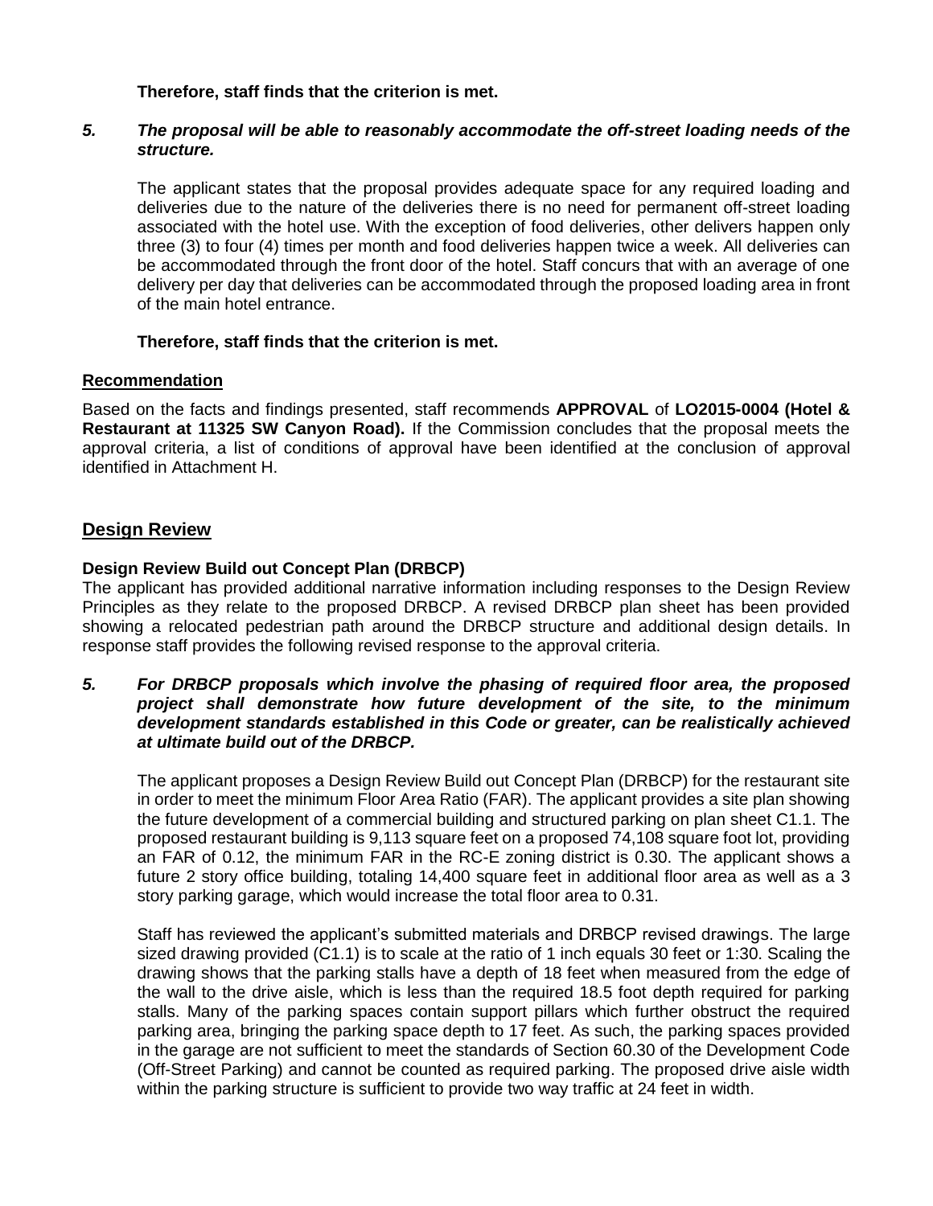**Therefore, staff finds that the criterion is met.**

***5. The proposal will be able to reasonably accommodate the off-street loading needs of the structure.***

The applicant states that the proposal provides adequate space for any required loading and deliveries due to the nature of the deliveries there is no need for permanent off-street loading associated with the hotel use. With the exception of food deliveries, other delivers happen only three (3) to four (4) times per month and food deliveries happen twice a week. All deliveries can be accommodated through the front door of the hotel. Staff concurs that with an average of one delivery per day that deliveries can be accommodated through the proposed loading area in front of the main hotel entrance.

**Therefore, staff finds that the criterion is met.**

**Recommendation**

Based on the facts and findings presented, staff recommends **APPROVAL** of **LO2015-0004 (Hotel & Restaurant at 11325 SW Canyon Road).** If the Commission concludes that the proposal meets the approval criteria, a list of conditions of approval have been identified at the conclusion of approval identified in Attachment H.

## Design Review

**Design Review Build out Concept Plan (DRBCP)**

The applicant has provided additional narrative information including responses to the Design Review Principles as they relate to the proposed DRBCP. A revised DRBCP plan sheet has been provided showing a relocated pedestrian path around the DRBCP structure and additional design details. In response staff provides the following revised response to the approval criteria.

***5. For DRBCP proposals which involve the phasing of required floor area, the proposed project shall demonstrate how future development of the site, to the minimum development standards established in this Code or greater, can be realistically achieved at ultimate build out of the DRBCP.***

The applicant proposes a Design Review Build out Concept Plan (DRBCP) for the restaurant site in order to meet the minimum Floor Area Ratio (FAR). The applicant provides a site plan showing the future development of a commercial building and structured parking on plan sheet C1.1. The proposed restaurant building is 9,113 square feet on a proposed 74,108 square foot lot, providing an FAR of 0.12, the minimum FAR in the RC-E zoning district is 0.30. The applicant shows a future 2 story office building, totaling 14,400 square feet in additional floor area as well as a 3 story parking garage, which would increase the total floor area to 0.31.

Staff has reviewed the applicant's submitted materials and DRBCP revised drawings. The large sized drawing provided (C1.1) is to scale at the ratio of 1 inch equals 30 feet or 1:30. Scaling the drawing shows that the parking stalls have a depth of 18 feet when measured from the edge of the wall to the drive aisle, which is less than the required 18.5 foot depth required for parking stalls. Many of the parking spaces contain support pillars which further obstruct the required parking area, bringing the parking space depth to 17 feet. As such, the parking spaces provided in the garage are not sufficient to meet the standards of Section 60.30 of the Development Code (Off-Street Parking) and cannot be counted as required parking. The proposed drive aisle width within the parking structure is sufficient to provide two way traffic at 24 feet in width.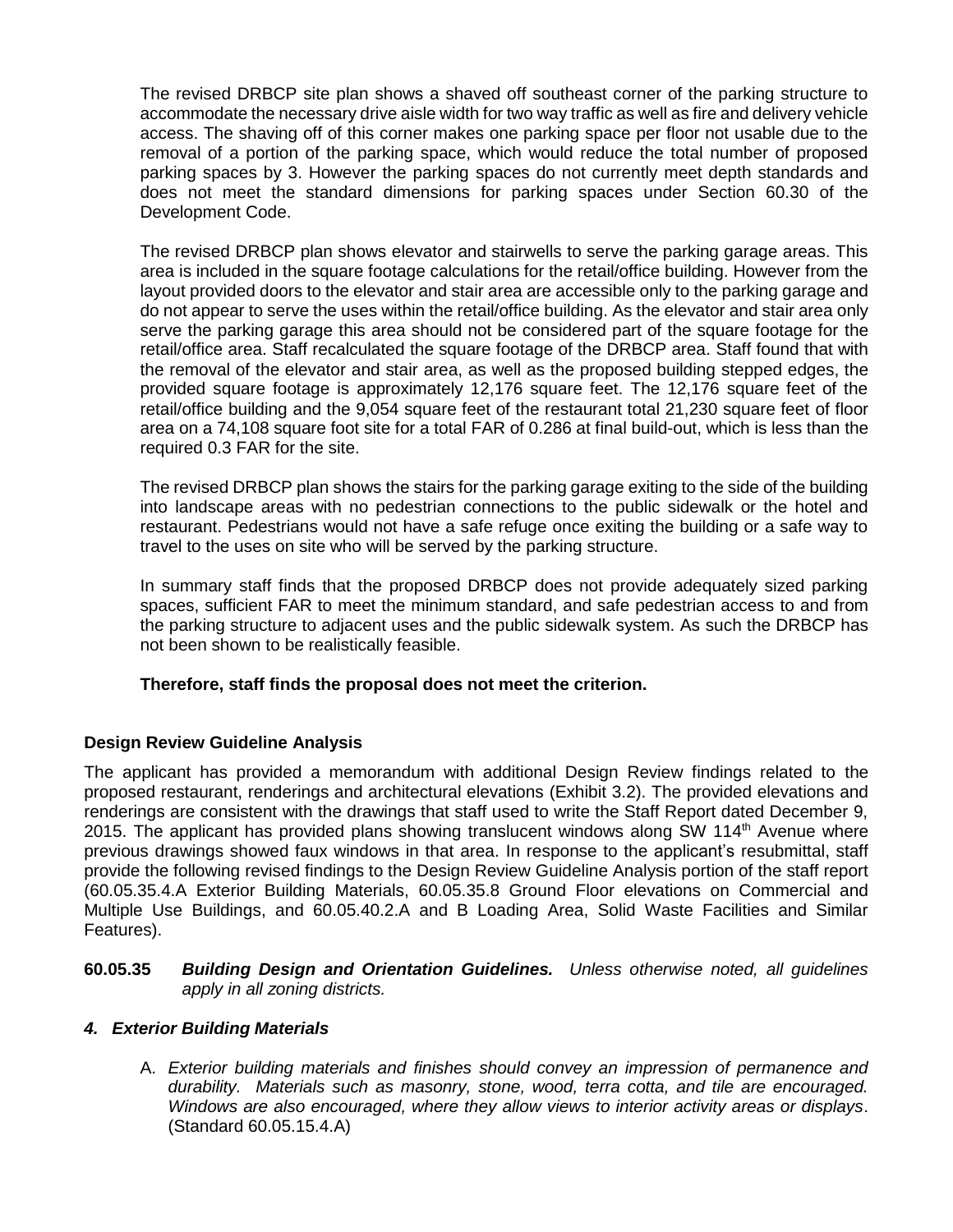The revised DRBCP site plan shows a shaved off southeast corner of the parking structure to accommodate the necessary drive aisle width for two way traffic as well as fire and delivery vehicle access. The shaving off of this corner makes one parking space per floor not usable due to the removal of a portion of the parking space, which would reduce the total number of proposed parking spaces by 3. However the parking spaces do not currently meet depth standards and does not meet the standard dimensions for parking spaces under Section 60.30 of the Development Code.

The revised DRBCP plan shows elevator and stairwells to serve the parking garage areas. This area is included in the square footage calculations for the retail/office building. However from the layout provided doors to the elevator and stair area are accessible only to the parking garage and do not appear to serve the uses within the retail/office building. As the elevator and stair area only serve the parking garage this area should not be considered part of the square footage for the retail/office area. Staff recalculated the square footage of the DRBCP area. Staff found that with the removal of the elevator and stair area, as well as the proposed building stepped edges, the provided square footage is approximately 12,176 square feet. The 12,176 square feet of the retail/office building and the 9,054 square feet of the restaurant total 21,230 square feet of floor area on a 74,108 square foot site for a total FAR of 0.286 at final build-out, which is less than the required 0.3 FAR for the site.

The revised DRBCP plan shows the stairs for the parking garage exiting to the side of the building into landscape areas with no pedestrian connections to the public sidewalk or the hotel and restaurant. Pedestrians would not have a safe refuge once exiting the building or a safe way to travel to the uses on site who will be served by the parking structure.

In summary staff finds that the proposed DRBCP does not provide adequately sized parking spaces, sufficient FAR to meet the minimum standard, and safe pedestrian access to and from the parking structure to adjacent uses and the public sidewalk system. As such the DRBCP has not been shown to be realistically feasible.

**Therefore, staff finds the proposal does not meet the criterion.**

**Design Review Guideline Analysis**

The applicant has provided a memorandum with additional Design Review findings related to the proposed restaurant, renderings and architectural elevations (Exhibit 3.2). The provided elevations and renderings are consistent with the drawings that staff used to write the Staff Report dated December 9, 2015. The applicant has provided plans showing translucent windows along SW 114th Avenue where previous drawings showed faux windows in that area. In response to the applicant's resubmittal, staff provide the following revised findings to the Design Review Guideline Analysis portion of the staff report (60.05.35.4.A Exterior Building Materials, 60.05.35.8 Ground Floor elevations on Commercial and Multiple Use Buildings, and 60.05.40.2.A and B Loading Area, Solid Waste Facilities and Similar Features).

**60.05.35** ***Building Design and Orientation Guidelines.*** *Unless otherwise noted, all guidelines apply in all zoning districts.*

***4. Exterior Building Materials***

A. *Exterior building materials and finishes should convey an impression of permanence and durability. Materials such as masonry, stone, wood, terra cotta, and tile are encouraged. Windows are also encouraged, where they allow views to interior activity areas or displays*. (Standard 60.05.15.4.A)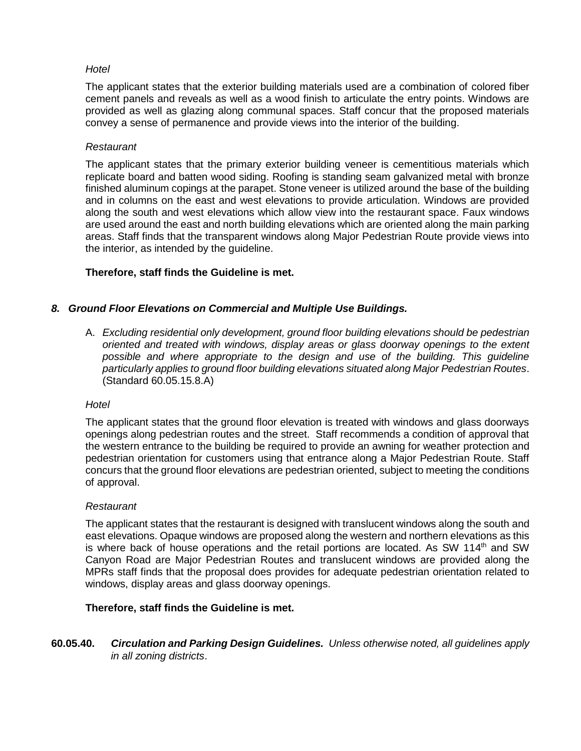*Hotel*

The applicant states that the exterior building materials used are a combination of colored fiber cement panels and reveals as well as a wood finish to articulate the entry points. Windows are provided as well as glazing along communal spaces. Staff concur that the proposed materials convey a sense of permanence and provide views into the interior of the building.

*Restaurant*

The applicant states that the primary exterior building veneer is cementitious materials which replicate board and batten wood siding. Roofing is standing seam galvanized metal with bronze finished aluminum copings at the parapet. Stone veneer is utilized around the base of the building and in columns on the east and west elevations to provide articulation. Windows are provided along the south and west elevations which allow view into the restaurant space. Faux windows are used around the east and north building elevations which are oriented along the main parking areas. Staff finds that the transparent windows along Major Pedestrian Route provide views into the interior, as intended by the guideline.

**Therefore, staff finds the Guideline is met.**

***8. Ground Floor Elevations on Commercial and Multiple Use Buildings.***

A. *Excluding residential only development, ground floor building elevations should be pedestrian oriented and treated with windows, display areas or glass doorway openings to the extent possible and where appropriate to the design and use of the building. This guideline particularly applies to ground floor building elevations situated along Major Pedestrian Routes*. (Standard 60.05.15.8.A)

*Hotel*

The applicant states that the ground floor elevation is treated with windows and glass doorways openings along pedestrian routes and the street. Staff recommends a condition of approval that the western entrance to the building be required to provide an awning for weather protection and pedestrian orientation for customers using that entrance along a Major Pedestrian Route. Staff concurs that the ground floor elevations are pedestrian oriented, subject to meeting the conditions of approval.

*Restaurant*

The applicant states that the restaurant is designed with translucent windows along the south and east elevations. Opaque windows are proposed along the western and northern elevations as this is where back of house operations and the retail portions are located. As SW 114th and SW Canyon Road are Major Pedestrian Routes and translucent windows are provided along the MPRs staff finds that the proposal does provides for adequate pedestrian orientation related to windows, display areas and glass doorway openings.

**Therefore, staff finds the Guideline is met.**

**60.05.40.** ***Circulation and Parking Design Guidelines.*** *Unless otherwise noted, all guidelines apply in all zoning districts*.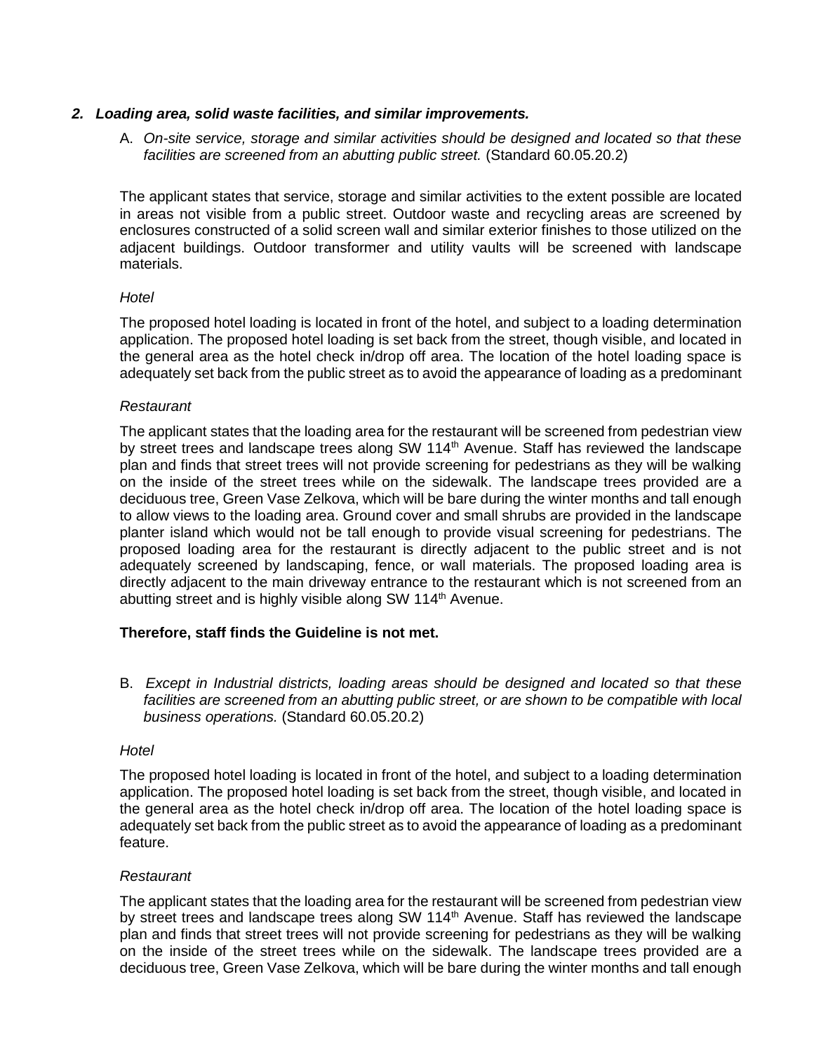## *2. Loading area, solid waste facilities, and similar improvements.*

A. *On-site service, storage and similar activities should be designed and located so that these facilities are screened from an abutting public street.* (Standard 60.05.20.2)

The applicant states that service, storage and similar activities to the extent possible are located in areas not visible from a public street. Outdoor waste and recycling areas are screened by enclosures constructed of a solid screen wall and similar exterior finishes to those utilized on the adjacent buildings. Outdoor transformer and utility vaults will be screened with landscape materials.

*Hotel*

The proposed hotel loading is located in front of the hotel, and subject to a loading determination application. The proposed hotel loading is set back from the street, though visible, and located in the general area as the hotel check in/drop off area. The location of the hotel loading space is adequately set back from the public street as to avoid the appearance of loading as a predominant

*Restaurant*

The applicant states that the loading area for the restaurant will be screened from pedestrian view by street trees and landscape trees along SW 114th Avenue. Staff has reviewed the landscape plan and finds that street trees will not provide screening for pedestrians as they will be walking on the inside of the street trees while on the sidewalk. The landscape trees provided are a deciduous tree, Green Vase Zelkova, which will be bare during the winter months and tall enough to allow views to the loading area. Ground cover and small shrubs are provided in the landscape planter island which would not be tall enough to provide visual screening for pedestrians. The proposed loading area for the restaurant is directly adjacent to the public street and is not adequately screened by landscaping, fence, or wall materials. The proposed loading area is directly adjacent to the main driveway entrance to the restaurant which is not screened from an abutting street and is highly visible along SW 114th Avenue.

**Therefore, staff finds the Guideline is not met.**

B. *Except in Industrial districts, loading areas should be designed and located so that these facilities are screened from an abutting public street, or are shown to be compatible with local business operations.* (Standard 60.05.20.2)

*Hotel*

The proposed hotel loading is located in front of the hotel, and subject to a loading determination application. The proposed hotel loading is set back from the street, though visible, and located in the general area as the hotel check in/drop off area. The location of the hotel loading space is adequately set back from the public street as to avoid the appearance of loading as a predominant feature.

*Restaurant*

The applicant states that the loading area for the restaurant will be screened from pedestrian view by street trees and landscape trees along SW 114th Avenue. Staff has reviewed the landscape plan and finds that street trees will not provide screening for pedestrians as they will be walking on the inside of the street trees while on the sidewalk. The landscape trees provided are a deciduous tree, Green Vase Zelkova, which will be bare during the winter months and tall enough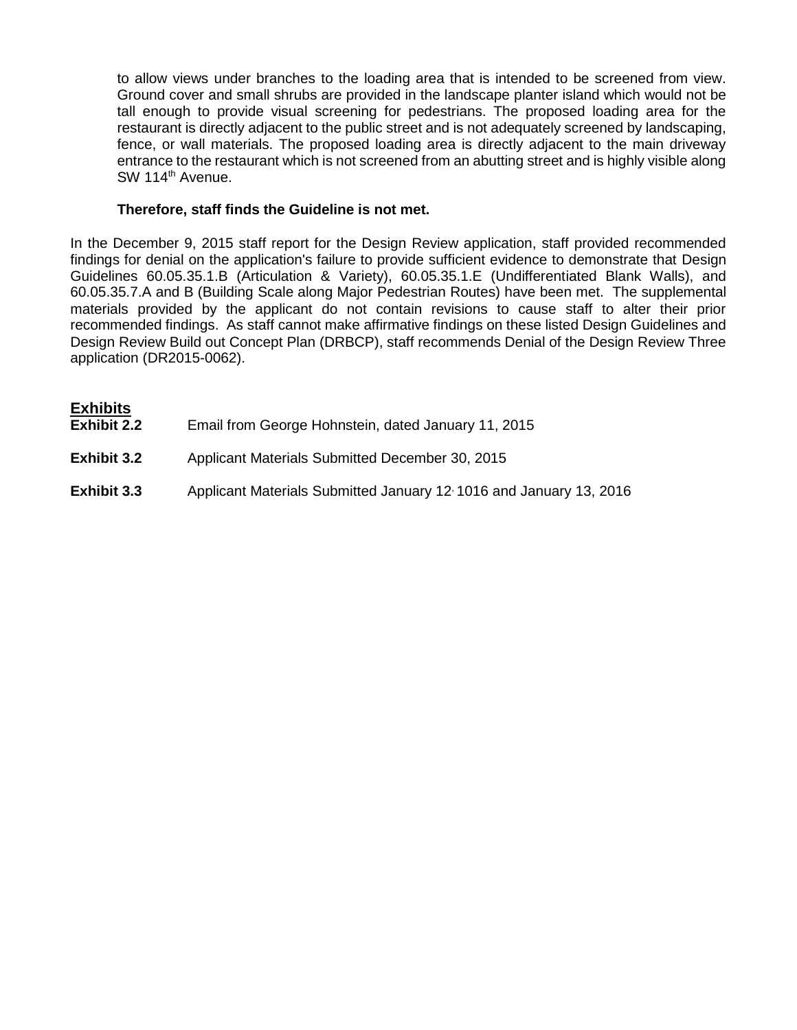to allow views under branches to the loading area that is intended to be screened from view. Ground cover and small shrubs are provided in the landscape planter island which would not be tall enough to provide visual screening for pedestrians. The proposed loading area for the restaurant is directly adjacent to the public street and is not adequately screened by landscaping, fence, or wall materials. The proposed loading area is directly adjacent to the main driveway entrance to the restaurant which is not screened from an abutting street and is highly visible along SW 114th Avenue.

**Therefore, staff finds the Guideline is not met.**

In the December 9, 2015 staff report for the Design Review application, staff provided recommended findings for denial on the application's failure to provide sufficient evidence to demonstrate that Design Guidelines 60.05.35.1.B (Articulation & Variety), 60.05.35.1.E (Undifferentiated Blank Walls), and 60.05.35.7.A and B (Building Scale along Major Pedestrian Routes) have been met. The supplemental materials provided by the applicant do not contain revisions to cause staff to alter their prior recommended findings. As staff cannot make affirmative findings on these listed Design Guidelines and Design Review Build out Concept Plan (DRBCP), staff recommends Denial of the Design Review Three application (DR2015-0062).

## Exhibits

**Exhibit 2.2** Email from George Hohnstein, dated January 11, 2015

**Exhibit 3.2** Applicant Materials Submitted December 30, 2015

**Exhibit 3.3** Applicant Materials Submitted January 12, 1016 and January 13, 2016